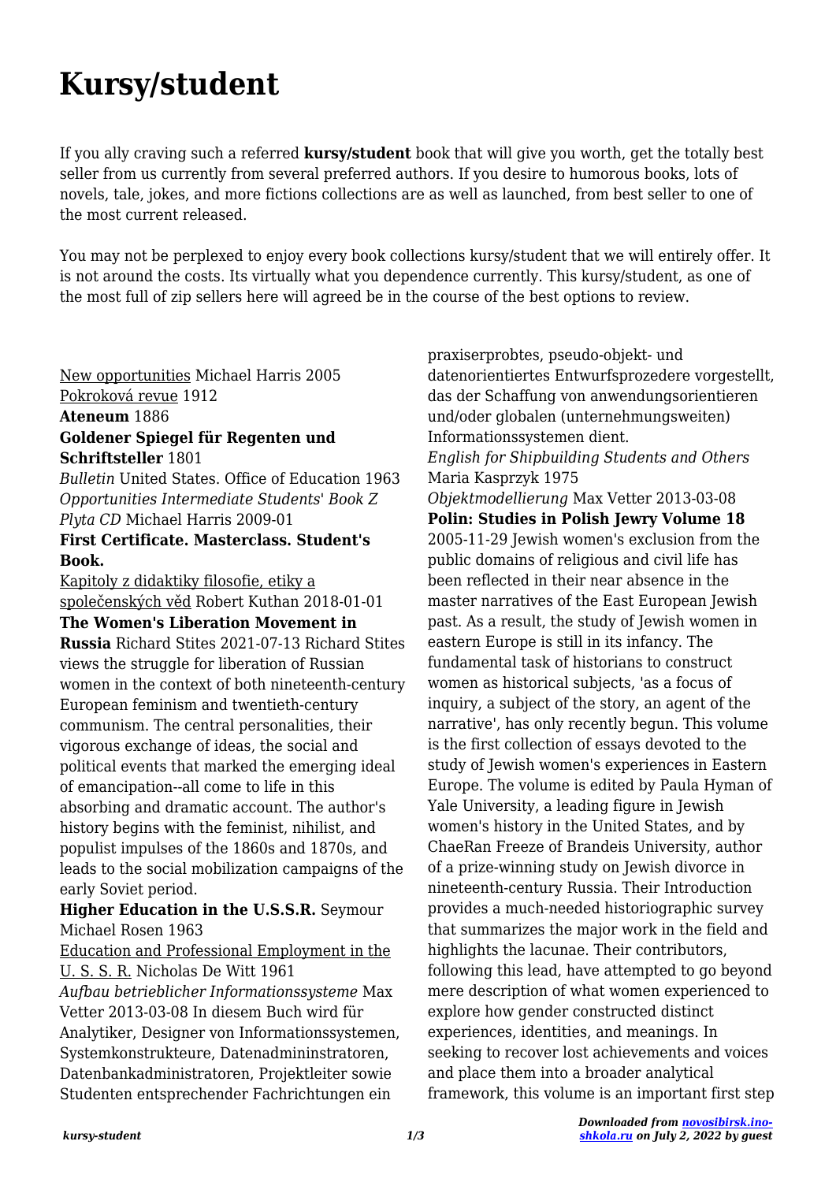# Kursy/student

If you ally craving such a referred **kursy/student** book that will give you worth, get the totally best seller from us currently from several preferred authors. If you desire to humorous books, lots of novels, tale, jokes, and more fictions collections are as well as launched, from best seller to one of the most current released.

You may not be perplexed to enjoy every book collections kursy/student that we will entirely offer. It is not around the costs. Its virtually what you dependence currently. This kursy/student, as one of the most full of zip sellers here will agreed be in the course of the best options to review.

New opportunities Michael Harris 2005

Pokroková revue 1912

**Ateneum** 1886

**Goldener Spiegel für Regenten und Schriftsteller** 1801

*Bulletin* United States. Office of Education 1963

*Opportunities Intermediate Students' Book Z Plyta CD* Michael Harris 2009-01

**First Certificate. Masterclass. Student's Book.**

Kapitoly z didaktiky filosofie, etiky a společenských věd Robert Kuthan 2018-01-01

**The Women's Liberation Movement in Russia** Richard Stites 2021-07-13 Richard Stites views the struggle for liberation of Russian women in the context of both nineteenth-century European feminism and twentieth-century communism. The central personalities, their vigorous exchange of ideas, the social and political events that marked the emerging ideal of emancipation--all come to life in this absorbing and dramatic account. The author's history begins with the feminist, nihilist, and populist impulses of the 1860s and 1870s, and leads to the social mobilization campaigns of the early Soviet period.

**Higher Education in the U.S.S.R.** Seymour Michael Rosen 1963

Education and Professional Employment in the U. S. S. R. Nicholas De Witt 1961

*Aufbau betrieblicher Informationssysteme* Max Vetter 2013-03-08 In diesem Buch wird für Analytiker, Designer von Informationssystemen, Systemkonstrukteure, Datenadmininstratoren, Datenbankadministratoren, Projektleiter sowie Studenten entsprechender Fachrichtungen ein praxiserprobtes, pseudo-objekt- und datenorientiertes Entwurfsprozedere vorgestellt, das der Schaffung von anwendungsorientieren und/oder globalen (unternehmungsweiten) Informationssystemen dient.

*English for Shipbuilding Students and Others* Maria Kasprzyk 1975

*Objektmodellierung* Max Vetter 2013-03-08

**Polin: Studies in Polish Jewry Volume 18** 2005-11-29 Jewish women's exclusion from the public domains of religious and civil life has been reflected in their near absence in the master narratives of the East European Jewish past. As a result, the study of Jewish women in eastern Europe is still in its infancy. The fundamental task of historians to construct women as historical subjects, 'as a focus of inquiry, a subject of the story, an agent of the narrative', has only recently begun. This volume is the first collection of essays devoted to the study of Jewish women's experiences in Eastern Europe. The volume is edited by Paula Hyman of Yale University, a leading figure in Jewish women's history in the United States, and by ChaeRan Freeze of Brandeis University, author of a prize-winning study on Jewish divorce in nineteenth-century Russia. Their Introduction provides a much-needed historiographic survey that summarizes the major work in the field and highlights the lacunae. Their contributors, following this lead, have attempted to go beyond mere description of what women experienced to explore how gender constructed distinct experiences, identities, and meanings. In seeking to recover lost achievements and voices and place them into a broader analytical framework, this volume is an important first step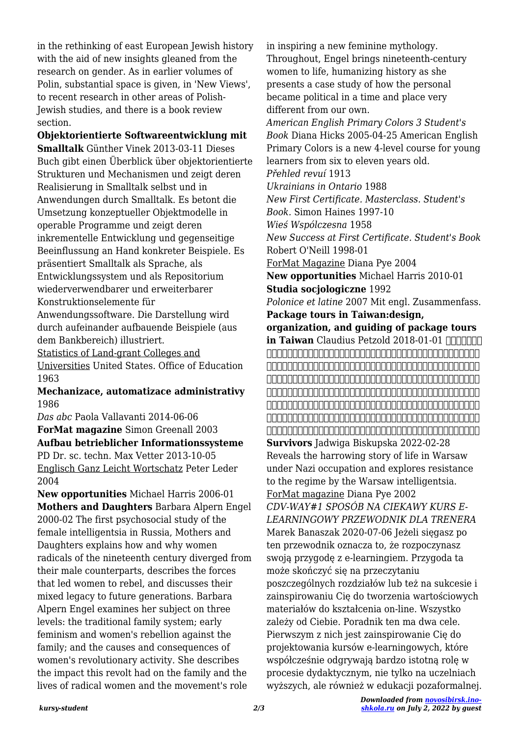in the rethinking of east European Jewish history with the aid of new insights gleaned from the research on gender. As in earlier volumes of Polin, substantial space is given, in 'New Views', to recent research in other areas of Polish-Jewish studies, and there is a book review section.

**Objektorientierte Softwareentwicklung mit Smalltalk** Günther Vinek 2013-03-11 Dieses Buch gibt einen Überblick über objektorientierte Strukturen und Mechanismen und zeigt deren Realisierung in Smalltalk selbst und in Anwendungen durch Smalltalk. Es betont die Umsetzung konzeptueller Objektmodelle in operable Programme und zeigt deren inkrementelle Entwicklung und gegenseitige Beeinflussung an Hand konkreter Beispiele. Es präsentiert Smalltalk als Sprache, als Entwicklungssystem und als Repositorium wiederverwendbarer und erweiterbarer Konstruktionselemente für Anwendungssoftware. Die Darstellung wird durch aufeinander aufbauende Beispiele (aus dem Bankbereich) illustriert.

Statistics of Land-grant Colleges and Universities United States. Office of Education 1963

**Mechanizace, automatizace administrativy** 1986

*Das abc* Paola Vallavanti 2014-06-06

**ForMat magazine** Simon Greenall 2003

**Aufbau betrieblicher Informationssysteme** PD Dr. sc. techn. Max Vetter 2013-10-05

Englisch Ganz Leicht Wortschatz Peter Leder 2004

**New opportunities** Michael Harris 2006-01

**Mothers and Daughters** Barbara Alpern Engel 2000-02 The first psychosocial study of the female intelligentsia in Russia, Mothers and Daughters explains how and why women radicals of the nineteenth century diverged from their male counterparts, describes the forces that led women to rebel, and discusses their mixed legacy to future generations. Barbara Alpern Engel examines her subject on three levels: the traditional family system; early feminism and women's rebellion against the family; and the causes and consequences of women's revolutionary activity. She describes the impact this revolt had on the family and the lives of radical women and the movement's role in inspiring a new feminine mythology. Throughout, Engel brings nineteenth-century women to life, humanizing history as she presents a case study of how the personal became political in a time and place very different from our own.

*American English Primary Colors 3 Student's Book* Diana Hicks 2005-04-25 American English Primary Colors is a new 4-level course for young learners from six to eleven years old.

*Přehled revuí* 1913

*Ukrainians in Ontario* 1988

*New First Certificate. Masterclass. Student's Book.* Simon Haines 1997-10

*Wieś Współczesna* 1958

*New Success at First Certificate. Student's Book* Robert O'Neill 1998-01

ForMat Magazine Diana Pye 2004

**New opportunities** Michael Harris 2010-01

**Studia socjologiczne** 1992

*Polonice et latine* 2007 Mit engl. Zusammenfass.

**Package tours in Taiwan:design, organization, and guiding of package tours in Taiwan** Claudius Petzold 2018-01-01

**Survivors** Jadwiga Biskupska 2022-02-28 Reveals the harrowing story of life in Warsaw under Nazi occupation and explores resistance to the regime by the Warsaw intelligentsia.

ForMat magazine Diana Pye 2002

*CDV-WAY#1 SPOSÓB NA CIEKAWY KURS E-LEARNINGOWY PRZEWODNIK DLA TRENERA* Marek Banaszak 2020-07-06 Jeżeli sięgasz po ten przewodnik oznacza to, że rozpoczynasz swoją przygodę z e-learningiem. Przygoda ta może skończyć się na przeczytaniu poszczególnych rozdziałów lub też na sukcesie i zainspirowaniu Cię do tworzenia wartościowych materiałów do kształcenia on-line. Wszystko zależy od Ciebie. Poradnik ten ma dwa cele. Pierwszym z nich jest zainspirowanie Cię do projektowania kursów e-learningowych, które współcześnie odgrywają bardzo istotną rolę w procesie dydaktycznym, nie tylko na uczelniach wyższych, ale również w edukacji pozaformalnej.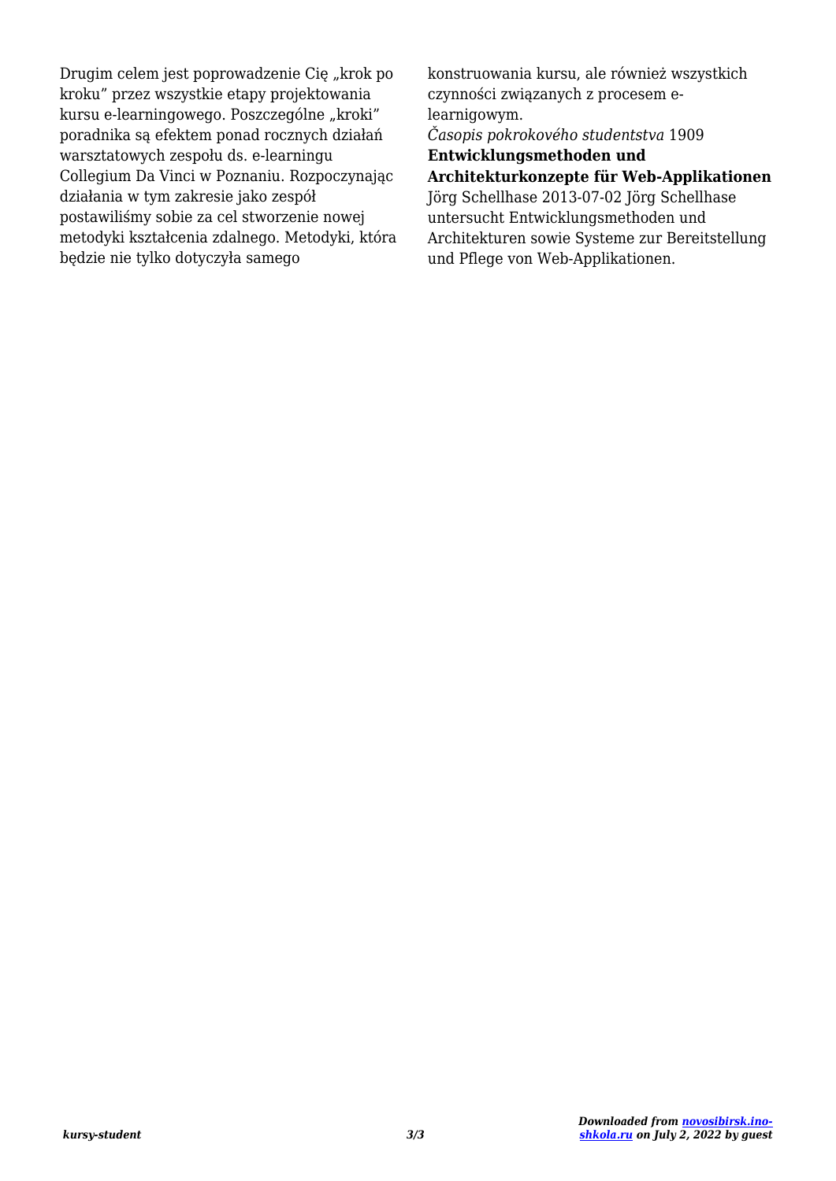Drugim celem jest poprowadzenie Cię „krok po kroku" przez wszystkie etapy projektowania kursu e-learningowego. Poszczególne „kroki" poradnika są efektem ponad rocznych działań warsztatowych zespołu ds. e-learningu Collegium Da Vinci w Poznaniu. Rozpoczynając działania w tym zakresie jako zespół postawiliśmy sobie za cel stworzenie nowej metodyki kształcenia zdalnego. Metodyki, która będzie nie tylko dotyczyła samego konstruowania kursu, ale również wszystkich czynności związanych z procesem e-learnigowym.

*Časopis pokrokového studentstva* 1909

**Entwicklungsmethoden und Architekturkonzepte für Web-Applikationen**

Jörg Schellhase 2013-07-02 Jörg Schellhase untersucht Entwicklungsmethoden und Architekturen sowie Systeme zur Bereitstellung und Pflege von Web-Applikationen.